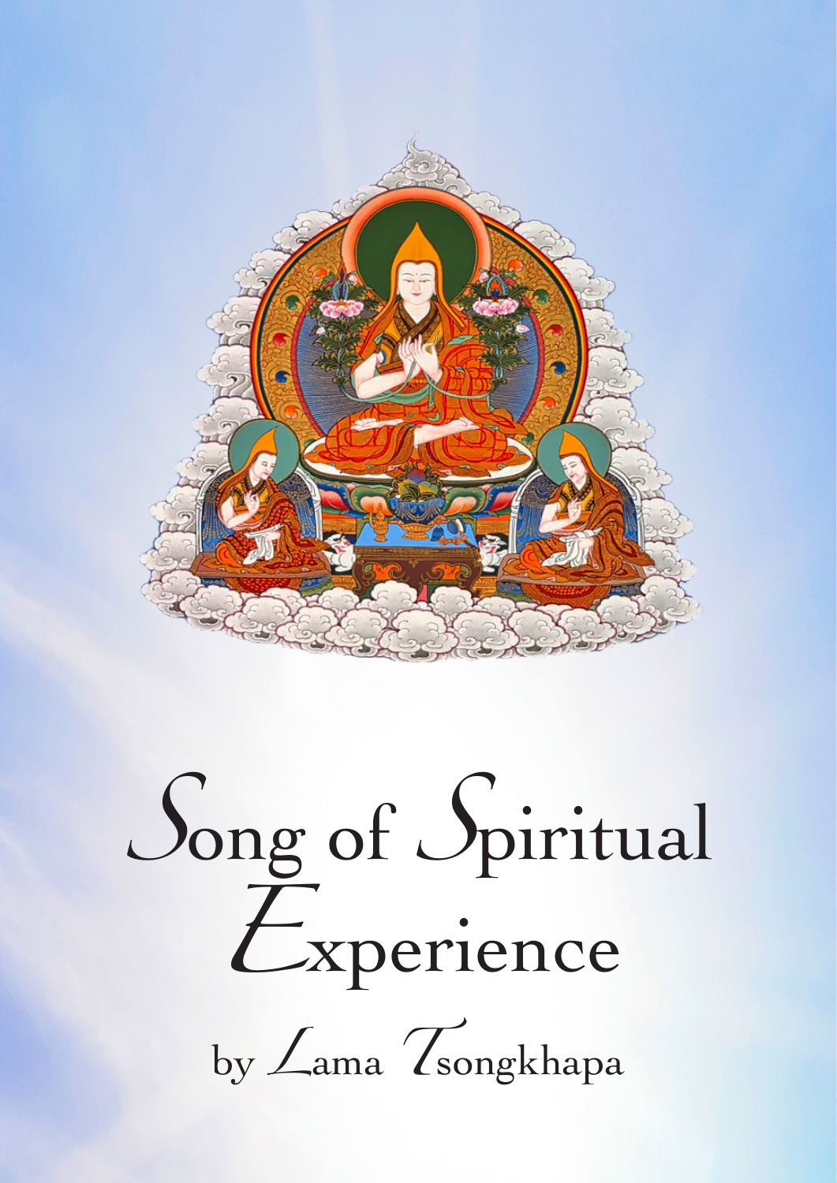# Song of Spiritual Experience

by Lama Tsongkhapa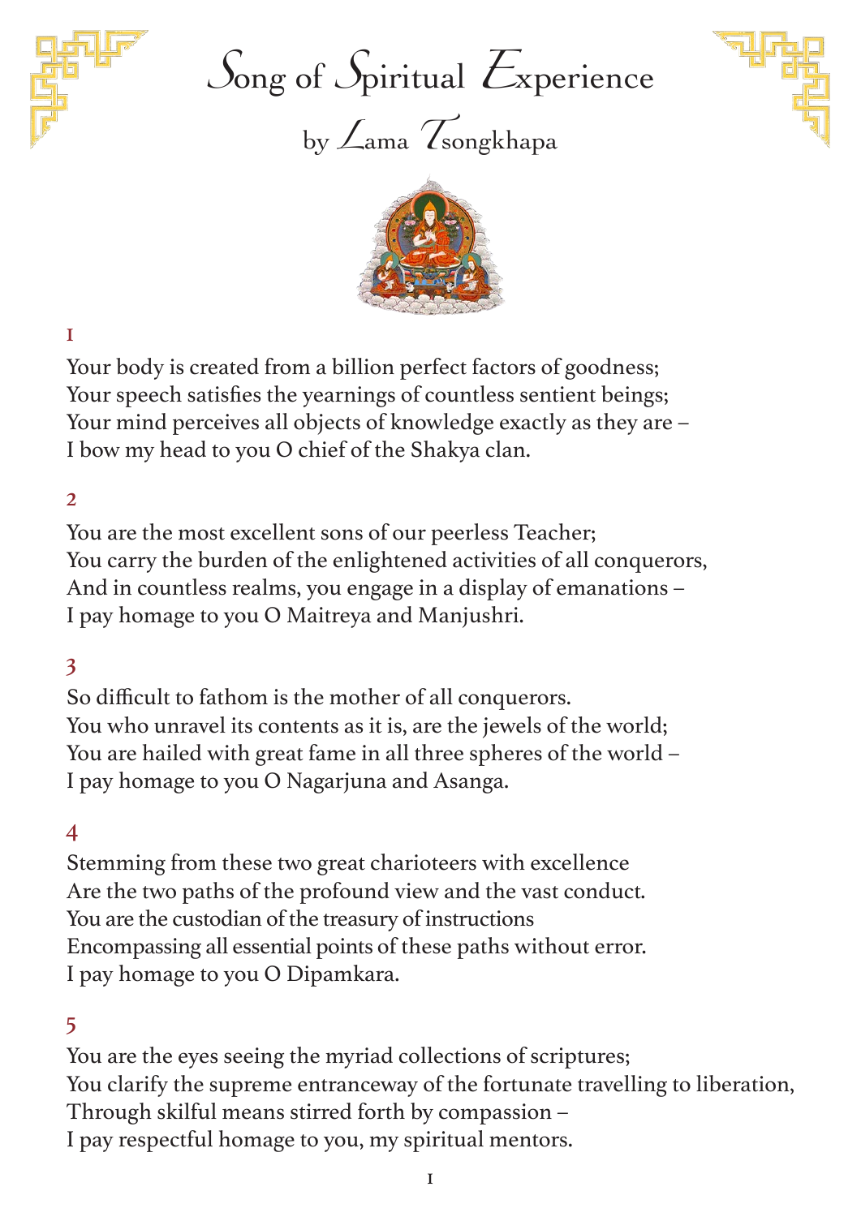# Song of Spiritual Experience

## by Lama Tsongkhapa

1

Your body is created from a billion perfect factors of goodness;
Your speech satisfies the yearnings of countless sentient beings;
Your mind perceives all objects of knowledge exactly as they are –
I bow my head to you O chief of the Shakya clan.

2

You are the most excellent sons of our peerless Teacher;
You carry the burden of the enlightened activities of all conquerors,
And in countless realms, you engage in a display of emanations –
I pay homage to you O Maitreya and Manjushri.

3

So difficult to fathom is the mother of all conquerors.
You who unravel its contents as it is, are the jewels of the world;
You are hailed with great fame in all three spheres of the world –
I pay homage to you O Nagarjuna and Asanga.

4

Stemming from these two great charioteers with excellence
Are the two paths of the profound view and the vast conduct.
You are the custodian of the treasury of instructions
Encompassing all essential points of these paths without error.
I pay homage to you O Dipamkara.

5

You are the eyes seeing the myriad collections of scriptures;
You clarify the supreme entranceway of the fortunate travelling to liberation,
Through skilful means stirred forth by compassion –
I pay respectful homage to you, my spiritual mentors.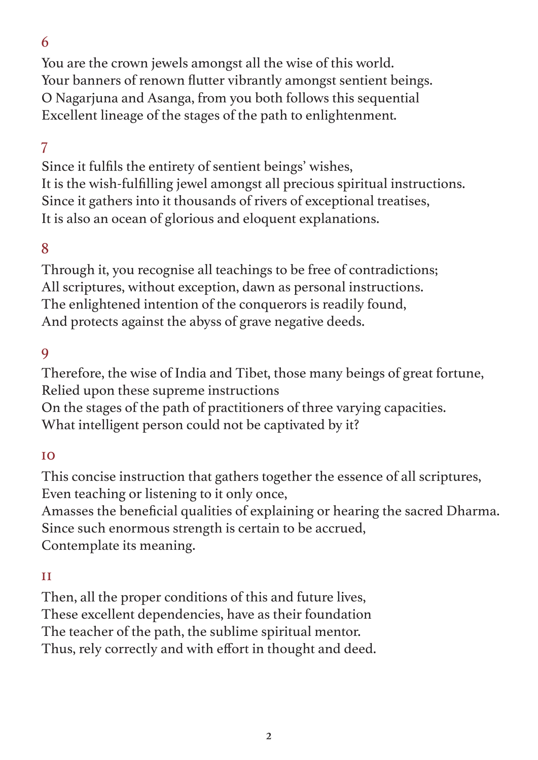6

You are the crown jewels amongst all the wise of this world.
Your banners of renown flutter vibrantly amongst sentient beings.
O Nagarjuna and Asanga, from you both follows this sequential
Excellent lineage of the stages of the path to enlightenment.

7

Since it fulfils the entirety of sentient beings' wishes,
It is the wish-fulfilling jewel amongst all precious spiritual instructions.
Since it gathers into it thousands of rivers of exceptional treatises,
It is also an ocean of glorious and eloquent explanations.

8

Through it, you recognise all teachings to be free of contradictions;
All scriptures, without exception, dawn as personal instructions.
The enlightened intention of the conquerors is readily found,
And protects against the abyss of grave negative deeds.

9

Therefore, the wise of India and Tibet, those many beings of great fortune,
Relied upon these supreme instructions
On the stages of the path of practitioners of three varying capacities.
What intelligent person could not be captivated by it?

10

This concise instruction that gathers together the essence of all scriptures,
Even teaching or listening to it only once,
Amasses the beneficial qualities of explaining or hearing the sacred Dharma.
Since such enormous strength is certain to be accrued,
Contemplate its meaning.

11

Then, all the proper conditions of this and future lives,
These excellent dependencies, have as their foundation
The teacher of the path, the sublime spiritual mentor.
Thus, rely correctly and with effort in thought and deed.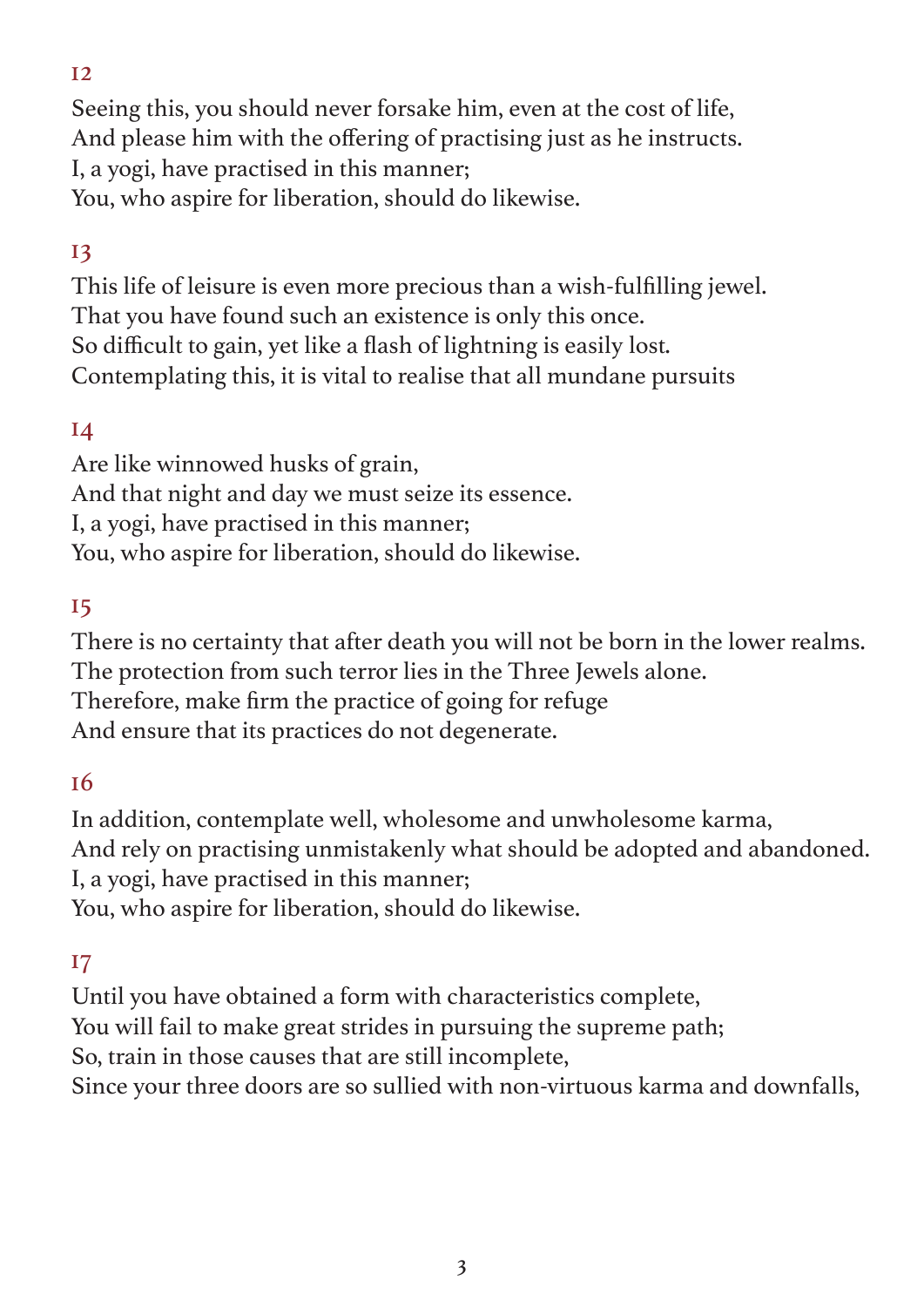12

Seeing this, you should never forsake him, even at the cost of life,
And please him with the offering of practising just as he instructs.
I, a yogi, have practised in this manner;
You, who aspire for liberation, should do likewise.

13

This life of leisure is even more precious than a wish-fulfilling jewel.
That you have found such an existence is only this once.
So difficult to gain, yet like a flash of lightning is easily lost.
Contemplating this, it is vital to realise that all mundane pursuits

14

Are like winnowed husks of grain,
And that night and day we must seize its essence.
I, a yogi, have practised in this manner;
You, who aspire for liberation, should do likewise.

15

There is no certainty that after death you will not be born in the lower realms.
The protection from such terror lies in the Three Jewels alone.
Therefore, make firm the practice of going for refuge
And ensure that its practices do not degenerate.

16

In addition, contemplate well, wholesome and unwholesome karma,
And rely on practising unmistakenly what should be adopted and abandoned.
I, a yogi, have practised in this manner;
You, who aspire for liberation, should do likewise.

17

Until you have obtained a form with characteristics complete,
You will fail to make great strides in pursuing the supreme path;
So, train in those causes that are still incomplete,
Since your three doors are so sullied with non-virtuous karma and downfalls,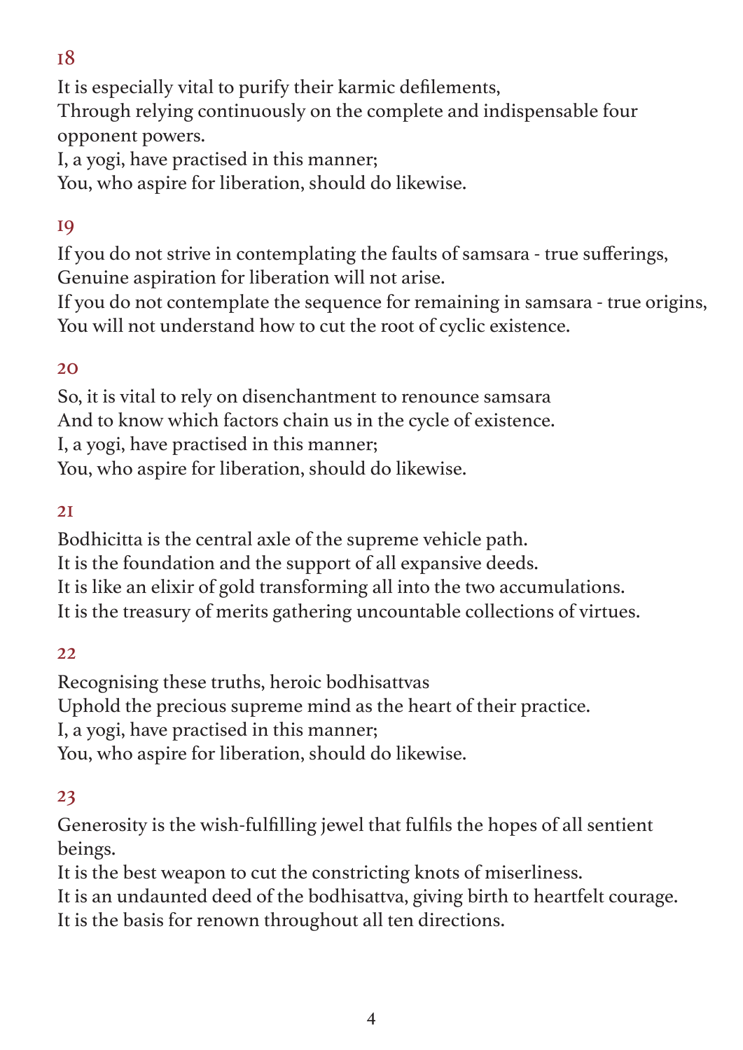18

It is especially vital to purify their karmic defilements,
Through relying continuously on the complete and indispensable four opponent powers.
I, a yogi, have practised in this manner;
You, who aspire for liberation, should do likewise.

19

If you do not strive in contemplating the faults of samsara - true sufferings,
Genuine aspiration for liberation will not arise.
If you do not contemplate the sequence for remaining in samsara - true origins,
You will not understand how to cut the root of cyclic existence.

20

So, it is vital to rely on disenchantment to renounce samsara
And to know which factors chain us in the cycle of existence.
I, a yogi, have practised in this manner;
You, who aspire for liberation, should do likewise.

21

Bodhicitta is the central axle of the supreme vehicle path.
It is the foundation and the support of all expansive deeds.
It is like an elixir of gold transforming all into the two accumulations.
It is the treasury of merits gathering uncountable collections of virtues.

22

Recognising these truths, heroic bodhisattvas
Uphold the precious supreme mind as the heart of their practice.
I, a yogi, have practised in this manner;
You, who aspire for liberation, should do likewise.

23

Generosity is the wish-fulfilling jewel that fulfils the hopes of all sentient beings.
It is the best weapon to cut the constricting knots of miserliness.
It is an undaunted deed of the bodhisattva, giving birth to heartfelt courage.
It is the basis for renown throughout all ten directions.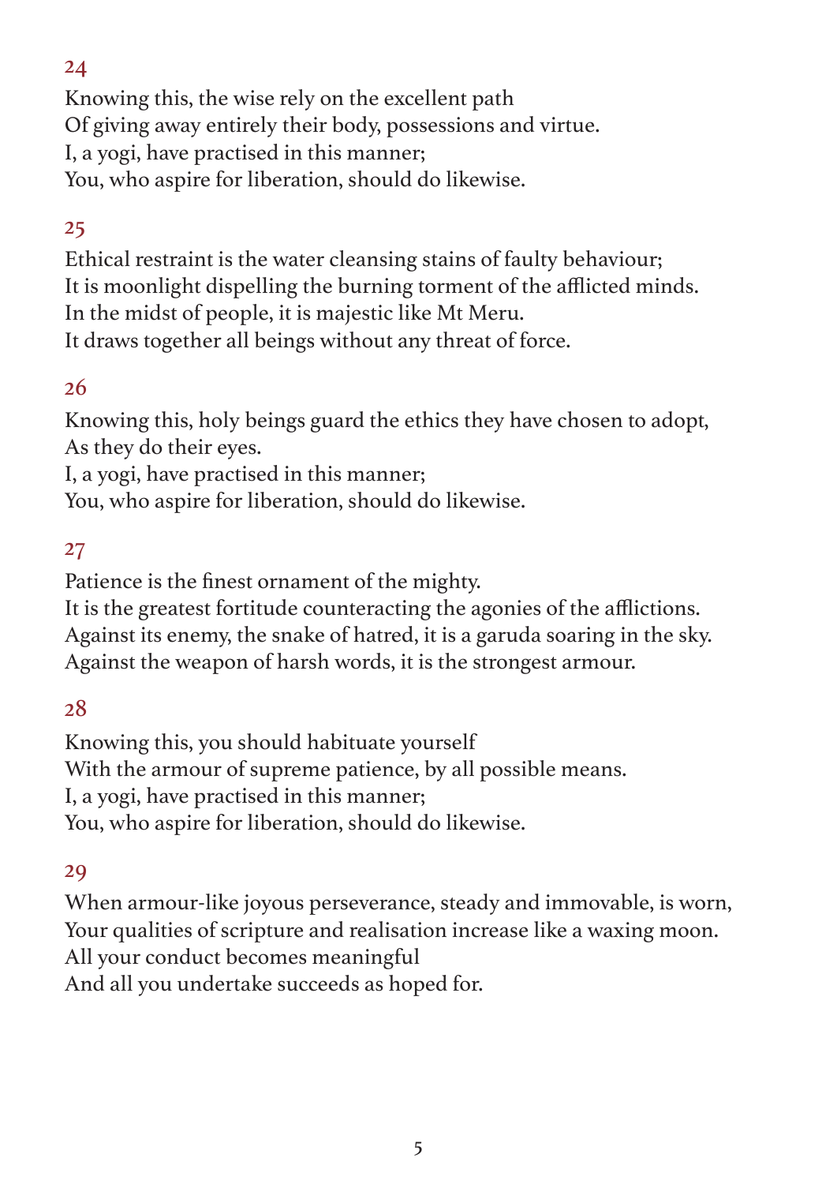24

Knowing this, the wise rely on the excellent path
Of giving away entirely their body, possessions and virtue.
I, a yogi, have practised in this manner;
You, who aspire for liberation, should do likewise.

25

Ethical restraint is the water cleansing stains of faulty behaviour;
It is moonlight dispelling the burning torment of the afflicted minds.
In the midst of people, it is majestic like Mt Meru.
It draws together all beings without any threat of force.

26

Knowing this, holy beings guard the ethics they have chosen to adopt,
As they do their eyes.
I, a yogi, have practised in this manner;
You, who aspire for liberation, should do likewise.

27

Patience is the finest ornament of the mighty.
It is the greatest fortitude counteracting the agonies of the afflictions.
Against its enemy, the snake of hatred, it is a garuda soaring in the sky.
Against the weapon of harsh words, it is the strongest armour.

28

Knowing this, you should habituate yourself
With the armour of supreme patience, by all possible means.
I, a yogi, have practised in this manner;
You, who aspire for liberation, should do likewise.

29

When armour-like joyous perseverance, steady and immovable, is worn,
Your qualities of scripture and realisation increase like a waxing moon.
All your conduct becomes meaningful
And all you undertake succeeds as hoped for.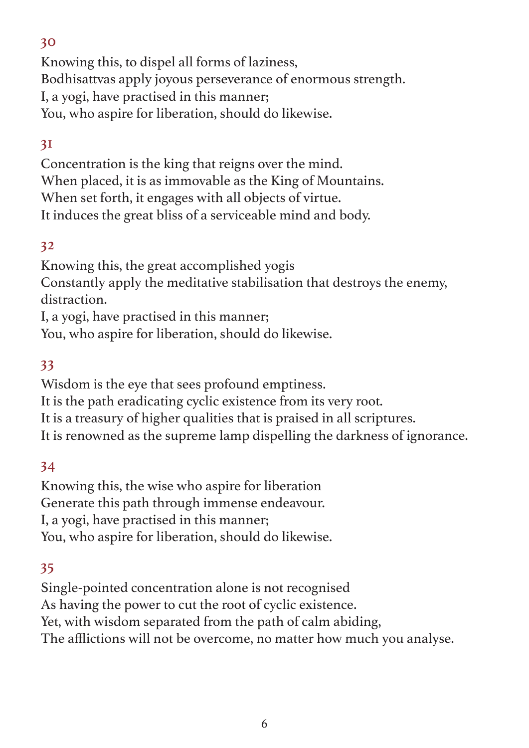30

Knowing this, to dispel all forms of laziness,
Bodhisattvas apply joyous perseverance of enormous strength.
I, a yogi, have practised in this manner;
You, who aspire for liberation, should do likewise.

31

Concentration is the king that reigns over the mind.
When placed, it is as immovable as the King of Mountains.
When set forth, it engages with all objects of virtue.
It induces the great bliss of a serviceable mind and body.

32

Knowing this, the great accomplished yogis
Constantly apply the meditative stabilisation that destroys the enemy, distraction.
I, a yogi, have practised in this manner;
You, who aspire for liberation, should do likewise.

33

Wisdom is the eye that sees profound emptiness.
It is the path eradicating cyclic existence from its very root.
It is a treasury of higher qualities that is praised in all scriptures.
It is renowned as the supreme lamp dispelling the darkness of ignorance.

34

Knowing this, the wise who aspire for liberation
Generate this path through immense endeavour.
I, a yogi, have practised in this manner;
You, who aspire for liberation, should do likewise.

35

Single-pointed concentration alone is not recognised
As having the power to cut the root of cyclic existence.
Yet, with wisdom separated from the path of calm abiding,
The afflictions will not be overcome, no matter how much you analyse.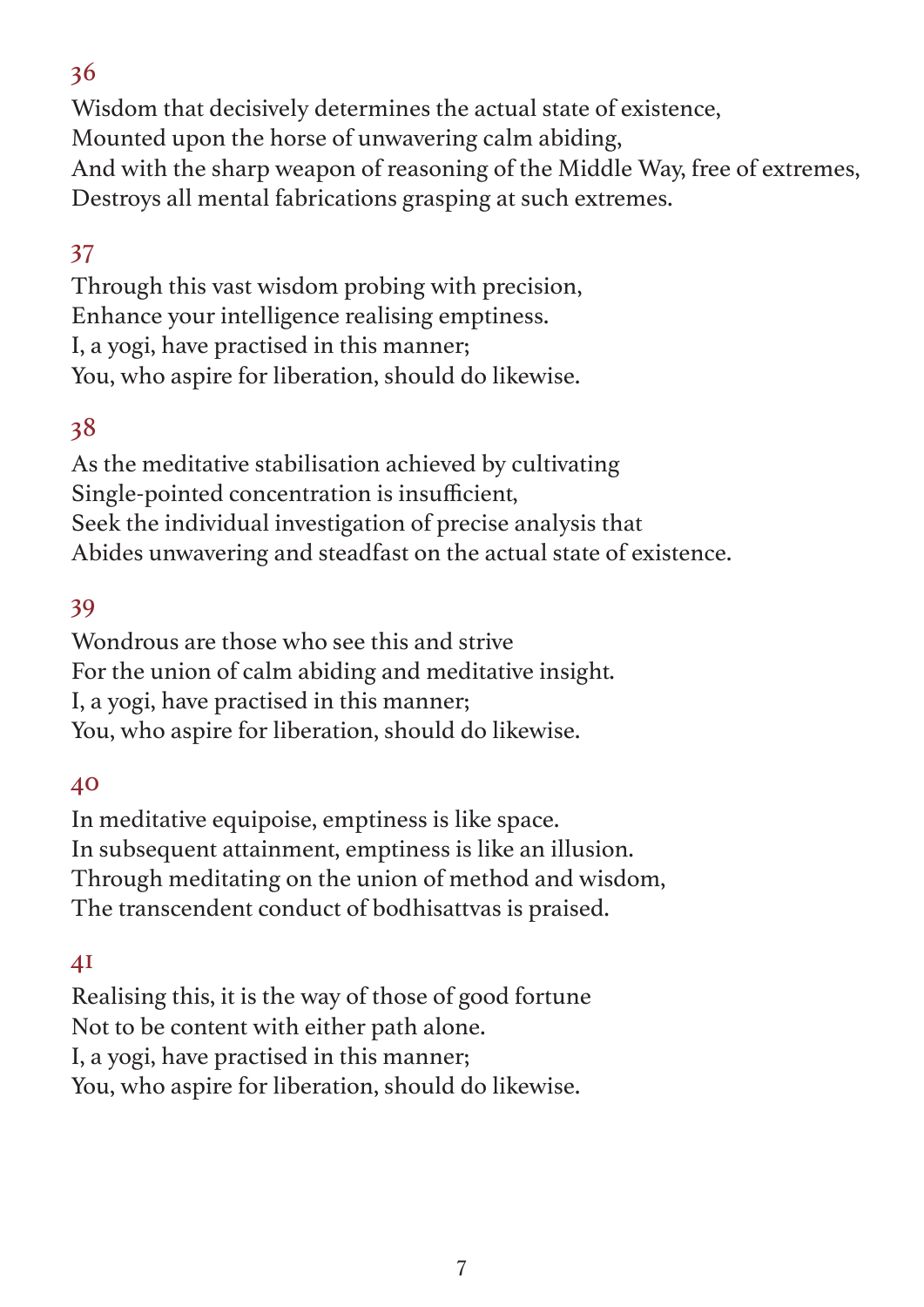36

Wisdom that decisively determines the actual state of existence,
Mounted upon the horse of unwavering calm abiding,
And with the sharp weapon of reasoning of the Middle Way, free of extremes,
Destroys all mental fabrications grasping at such extremes.

37

Through this vast wisdom probing with precision,
Enhance your intelligence realising emptiness.
I, a yogi, have practised in this manner;
You, who aspire for liberation, should do likewise.

38

As the meditative stabilisation achieved by cultivating
Single-pointed concentration is insufficient,
Seek the individual investigation of precise analysis that
Abides unwavering and steadfast on the actual state of existence.

39

Wondrous are those who see this and strive
For the union of calm abiding and meditative insight.
I, a yogi, have practised in this manner;
You, who aspire for liberation, should do likewise.

40

In meditative equipoise, emptiness is like space.
In subsequent attainment, emptiness is like an illusion.
Through meditating on the union of method and wisdom,
The transcendent conduct of bodhisattvas is praised.

41

Realising this, it is the way of those of good fortune
Not to be content with either path alone.
I, a yogi, have practised in this manner;
You, who aspire for liberation, should do likewise.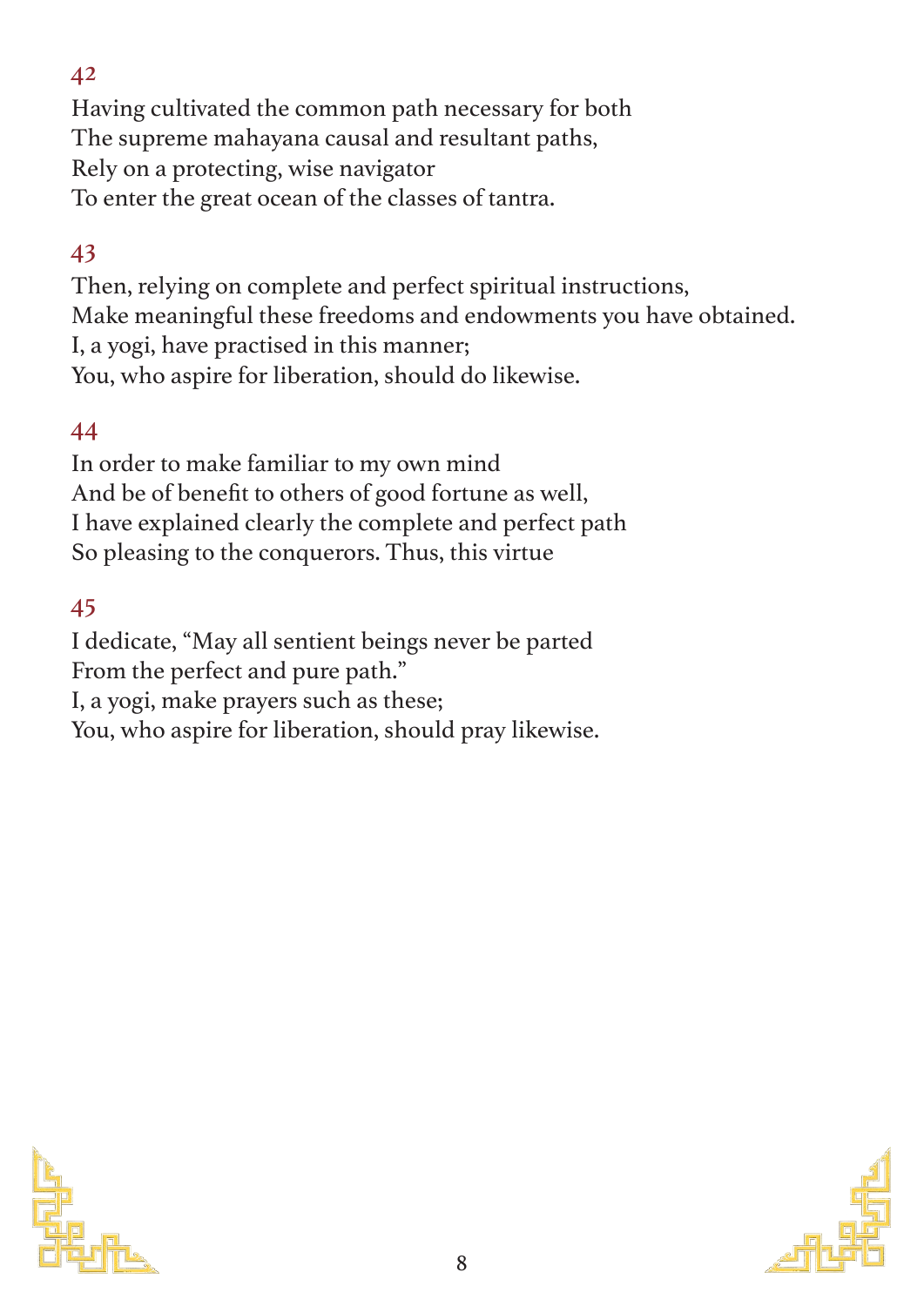42

Having cultivated the common path necessary for both
The supreme mahayana causal and resultant paths,
Rely on a protecting, wise navigator
To enter the great ocean of the classes of tantra.

43

Then, relying on complete and perfect spiritual instructions,
Make meaningful these freedoms and endowments you have obtained.
I, a yogi, have practised in this manner;
You, who aspire for liberation, should do likewise.

44

In order to make familiar to my own mind
And be of benefit to others of good fortune as well,
I have explained clearly the complete and perfect path
So pleasing to the conquerors. Thus, this virtue

45

I dedicate, "May all sentient beings never be parted
From the perfect and pure path."
I, a yogi, make prayers such as these;
You, who aspire for liberation, should pray likewise.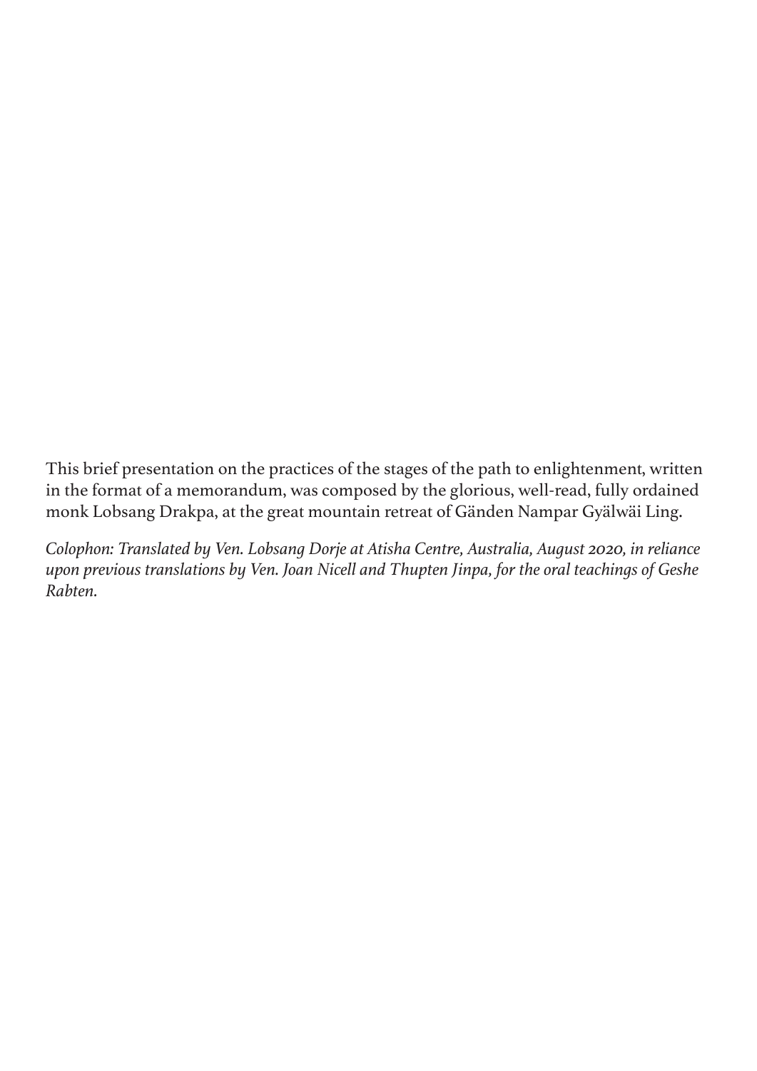This brief presentation on the practices of the stages of the path to enlightenment, written in the format of a memorandum, was composed by the glorious, well-read, fully ordained monk Lobsang Drakpa, at the great mountain retreat of Gänden Nampar Gyälwäi Ling.

*Colophon: Translated by Ven. Lobsang Dorje at Atisha Centre, Australia, August 2020, in reliance upon previous translations by Ven. Joan Nicell and Thupten Jinpa, for the oral teachings of Geshe Rabten.*